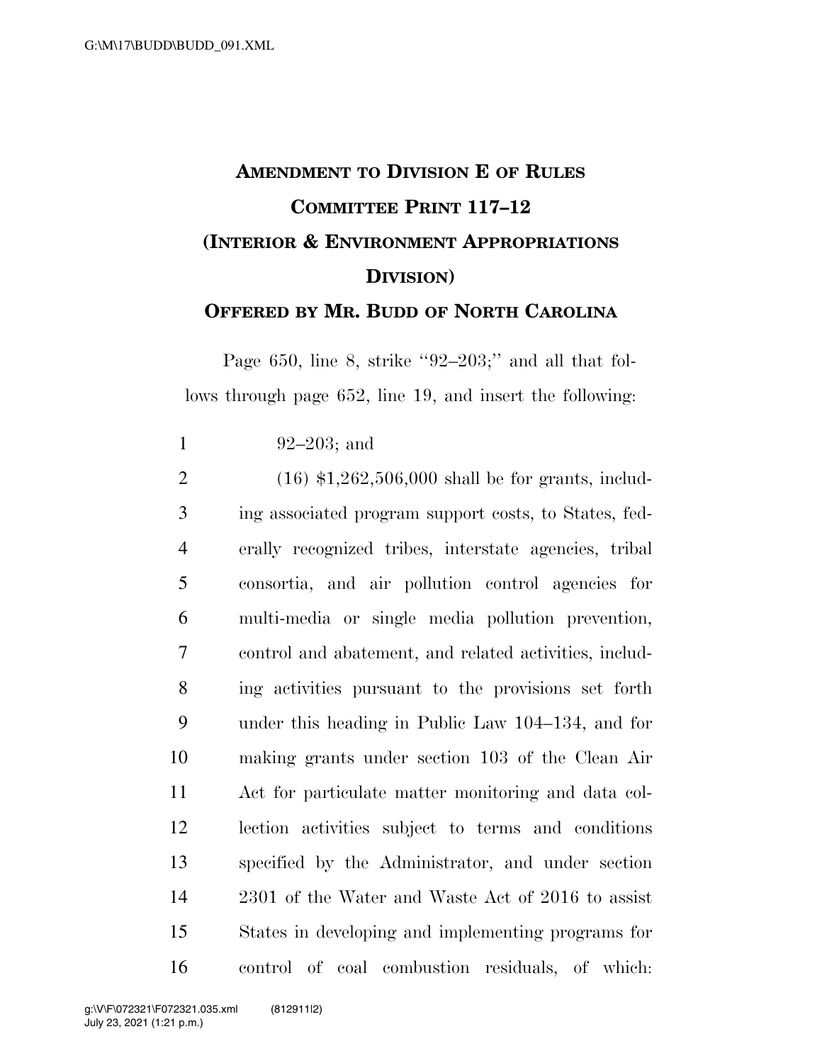# AMENDMENT TO DIVISION E OF RULES COMMITTEE PRINT 117–12 (INTERIOR & ENVIRONMENT APPROPRIATIONS DIVISION)

## OFFERED BY MR. BUDD OF NORTH CAROLINA

Page 650, line 8, strike "92–203;" and all that follows through page 652, line 19, and insert the following:

1 92–203; and

2 (16) $1,262,506,000 shall be for grants, includ-
3 ing associated program support costs, to States, fed-
4 erally recognized tribes, interstate agencies, tribal
5 consortia, and air pollution control agencies for
6 multi-media or single media pollution prevention,
7 control and abatement, and related activities, includ-
8 ing activities pursuant to the provisions set forth
9 under this heading in Public Law 104–134, and for
10 making grants under section 103 of the Clean Air
11 Act for particulate matter monitoring and data col-
12 lection activities subject to terms and conditions
13 specified by the Administrator, and under section
14 2301 of the Water and Waste Act of 2016 to assist
15 States in developing and implementing programs for
16 control of coal combustion residuals, of which: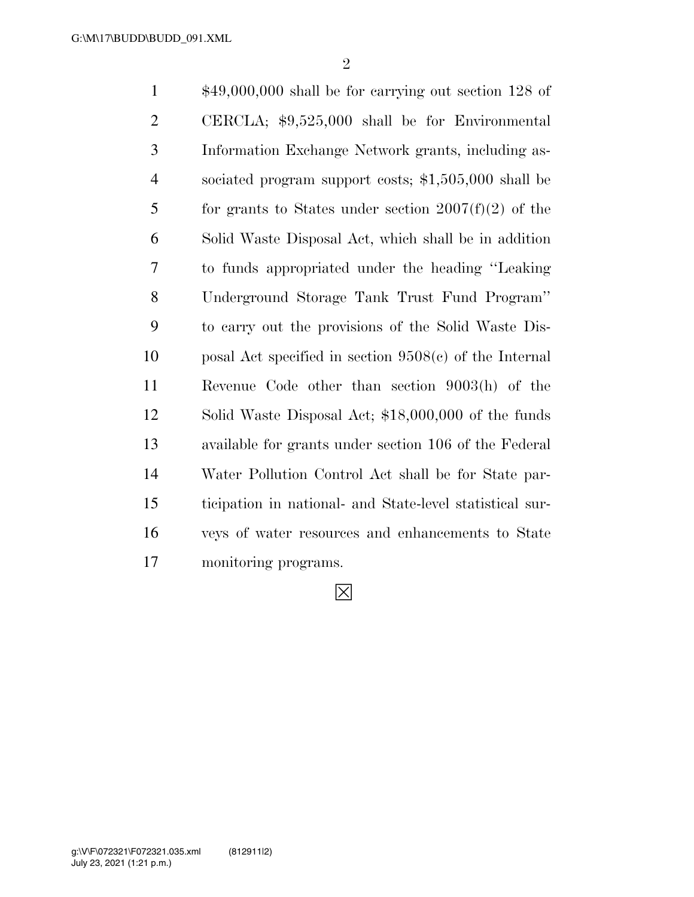$49,000,000 shall be for carrying out section 128 of CERCLA; $9,525,000 shall be for Environmental Information Exchange Network grants, including associated program support costs; $1,505,000 shall be for grants to States under section 2007(f)(2) of the Solid Waste Disposal Act, which shall be in addition to funds appropriated under the heading ''Leaking Underground Storage Tank Trust Fund Program'' to carry out the provisions of the Solid Waste Disposal Act specified in section 9508(c) of the Internal Revenue Code other than section 9003(h) of the Solid Waste Disposal Act; $18,000,000 of the funds available for grants under section 106 of the Federal Water Pollution Control Act shall be for State participation in national- and State-level statistical surveys of water resources and enhancements to State monitoring programs.

☒